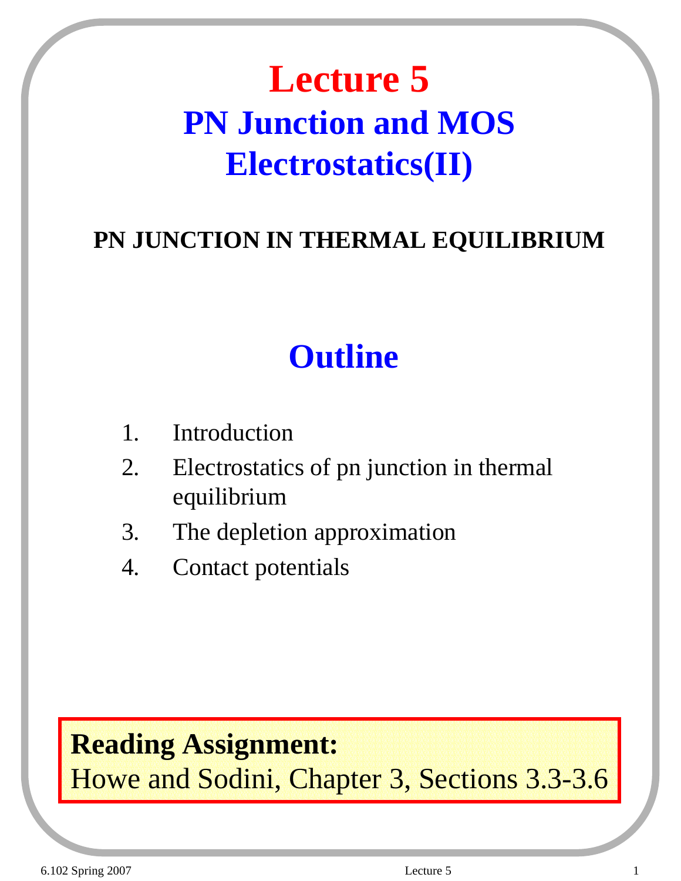# Lecture 5

## PN Junction and MOS Electrostatics(II)

**PN JUNCTION IN THERMAL EQUILIBRIUM**

## Outline

1. Introduction
2. Electrostatics of pn junction in thermal equilibrium
3. The depletion approximation
4. Contact potentials

**Reading Assignment:**
Howe and Sodini, Chapter 3, Sections 3.3-3.6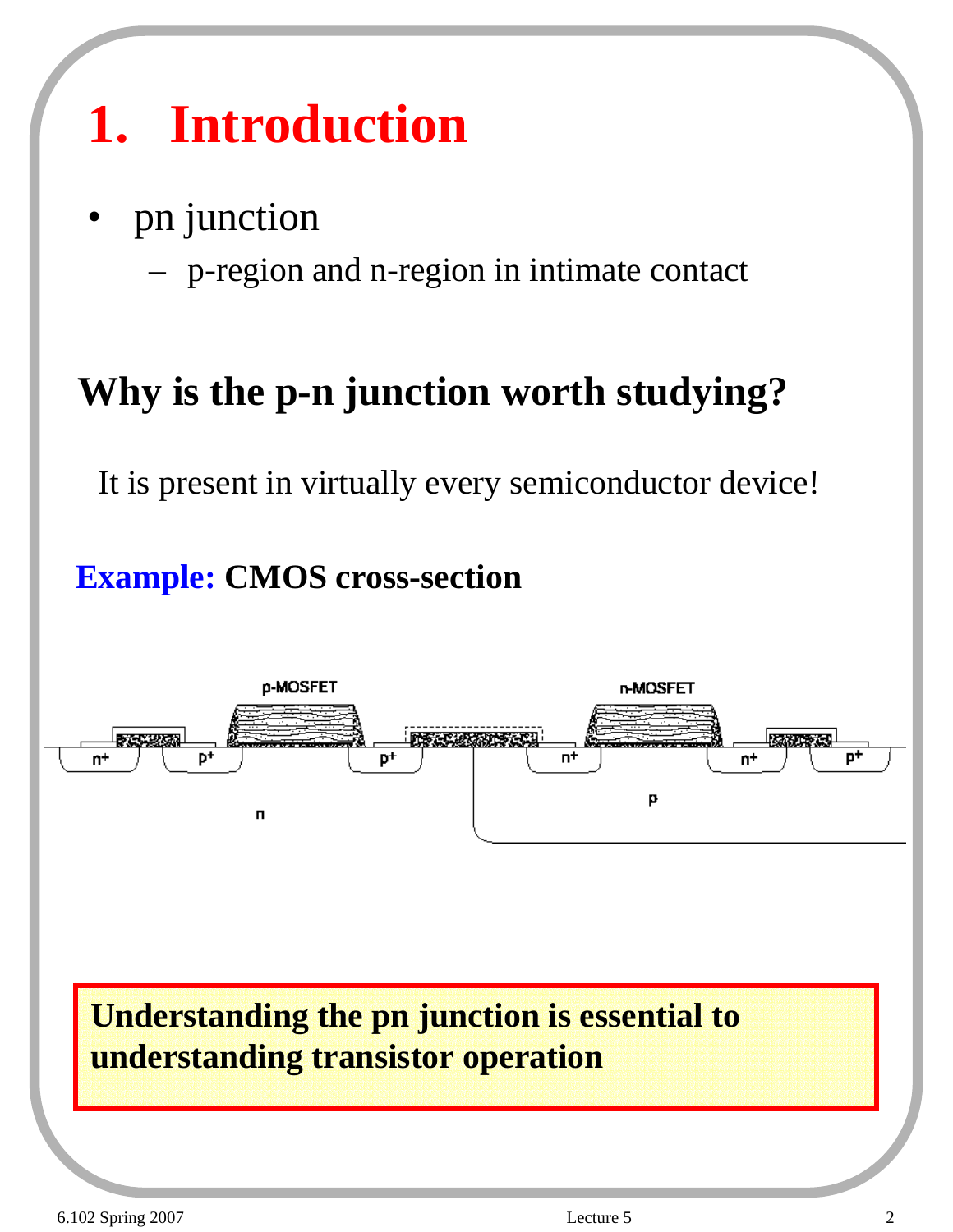# 1. Introduction

- pn junction
  - p-region and n-region in intimate contact

## Why is the p-n junction worth studying?

It is present in virtually every semiconductor device!

**Example: CMOS cross-section**

**Understanding the pn junction is essential to understanding transistor operation**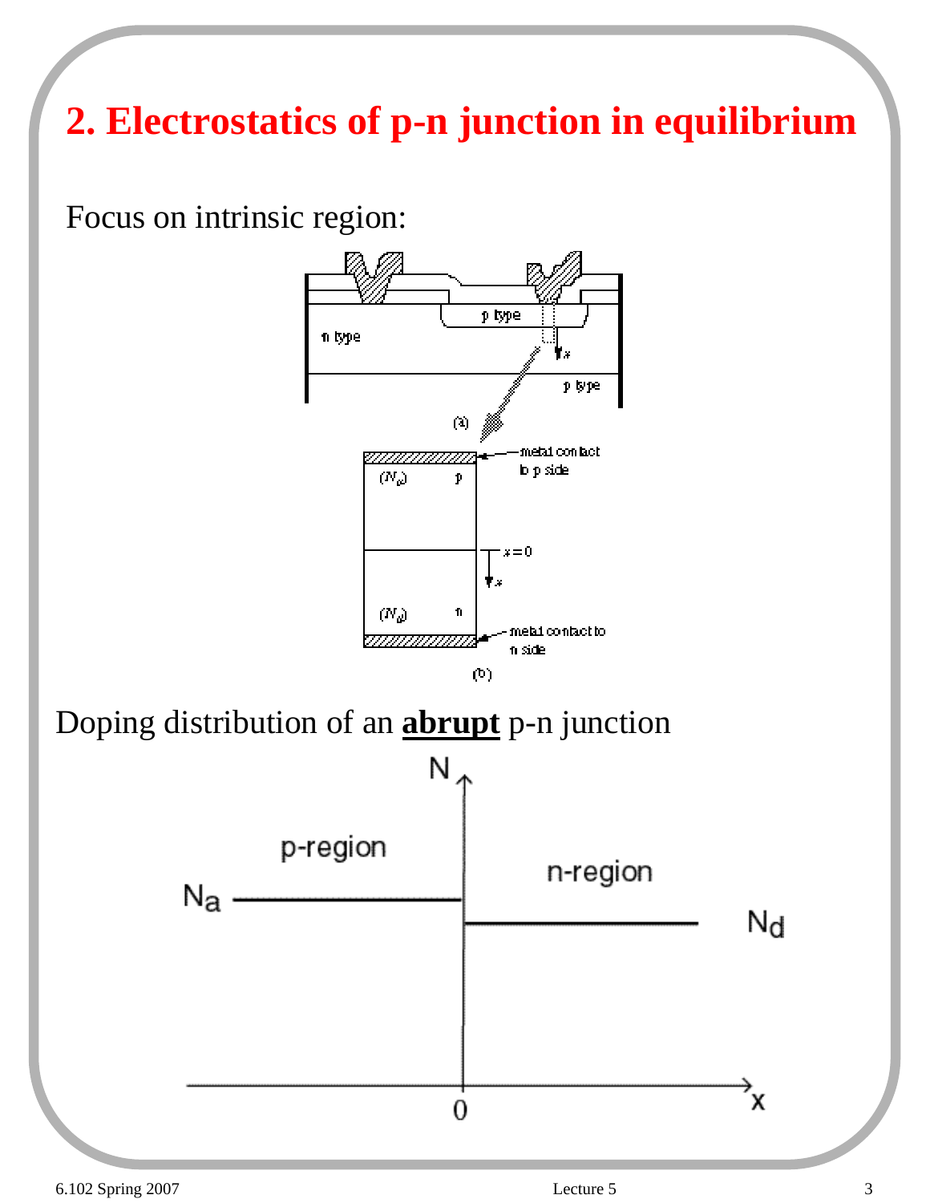# 2. Electrostatics of p-n junction in equilibrium

Focus on intrinsic region:

Doping distribution of an **abrupt** p-n junction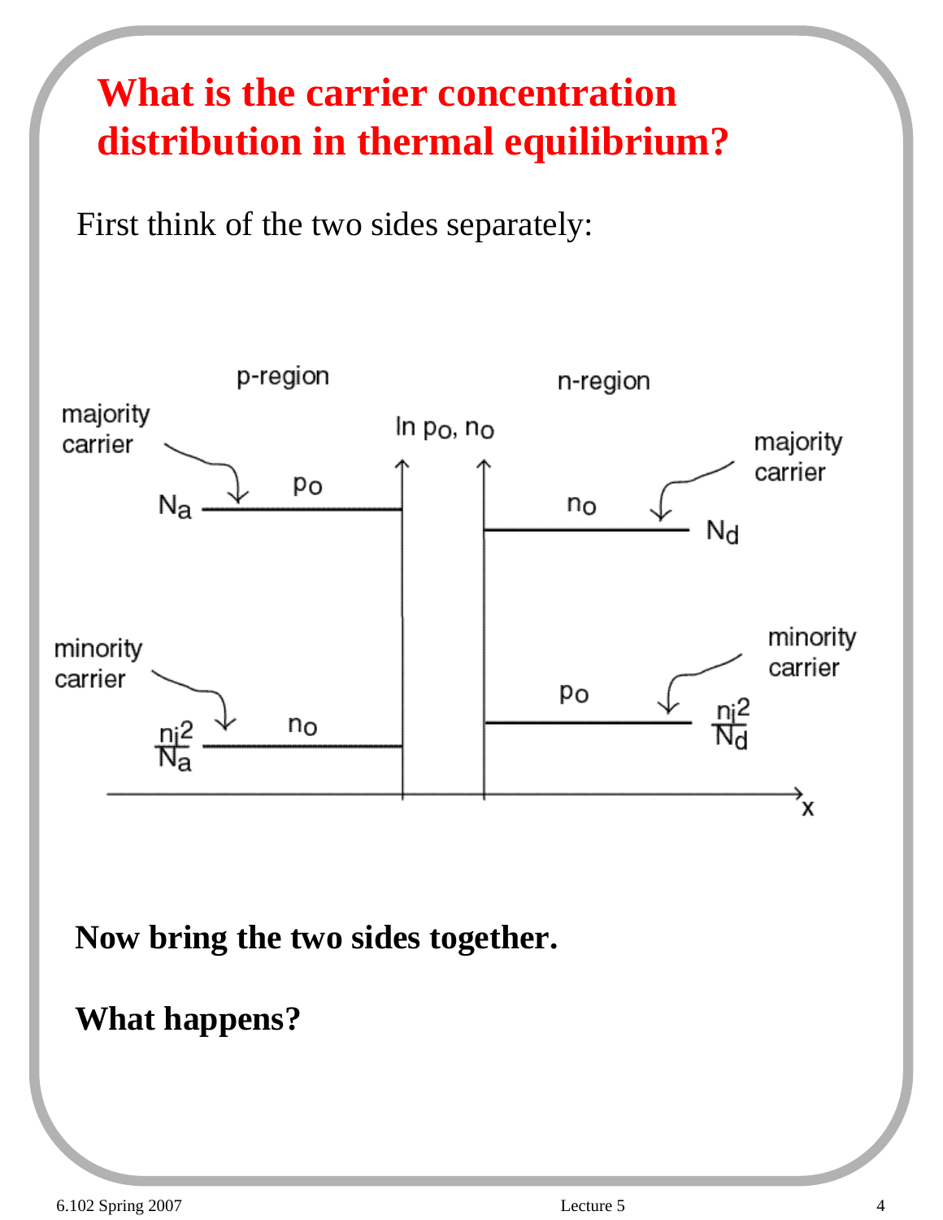# What is the carrier concentration distribution in thermal equilibrium?

First think of the two sides separately:

p-region

n-region

$\ln p_o, n_o$

majority carrier

$N_a$ $p_o$

$n_o$ $N_d$

majority carrier

minority carrier

$\frac{n_i^2}{N_a}$ $n_o$

minority carrier

$p_o$ $\frac{n_i^2}{N_d}$

x

**Now bring the two sides together.**

**What happens?**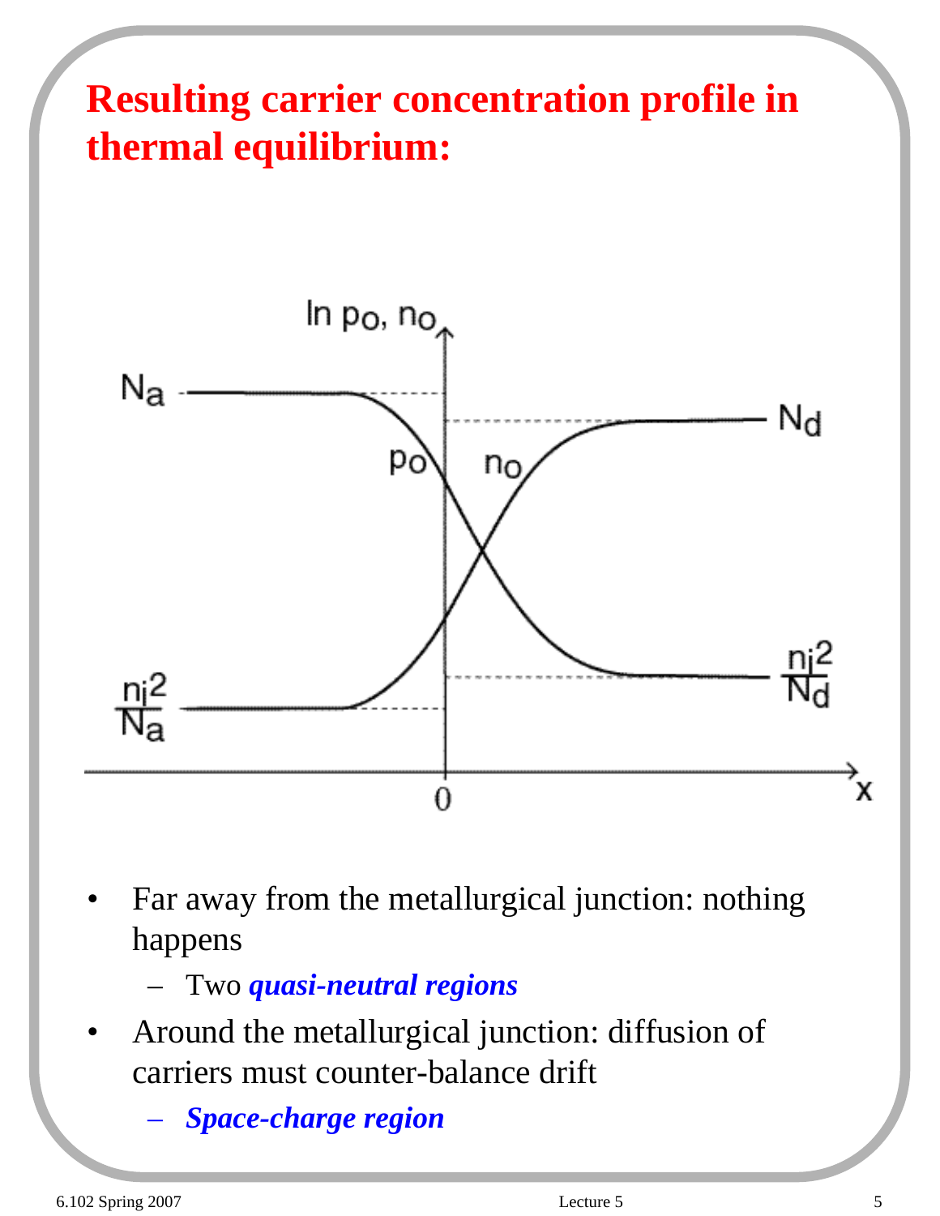# Resulting carrier concentration profile in thermal equilibrium:

- Far away from the metallurgical junction: nothing happens
  - Two ***quasi-neutral regions***
- Around the metallurgical junction: diffusion of carriers must counter-balance drift
  - ***Space-charge region***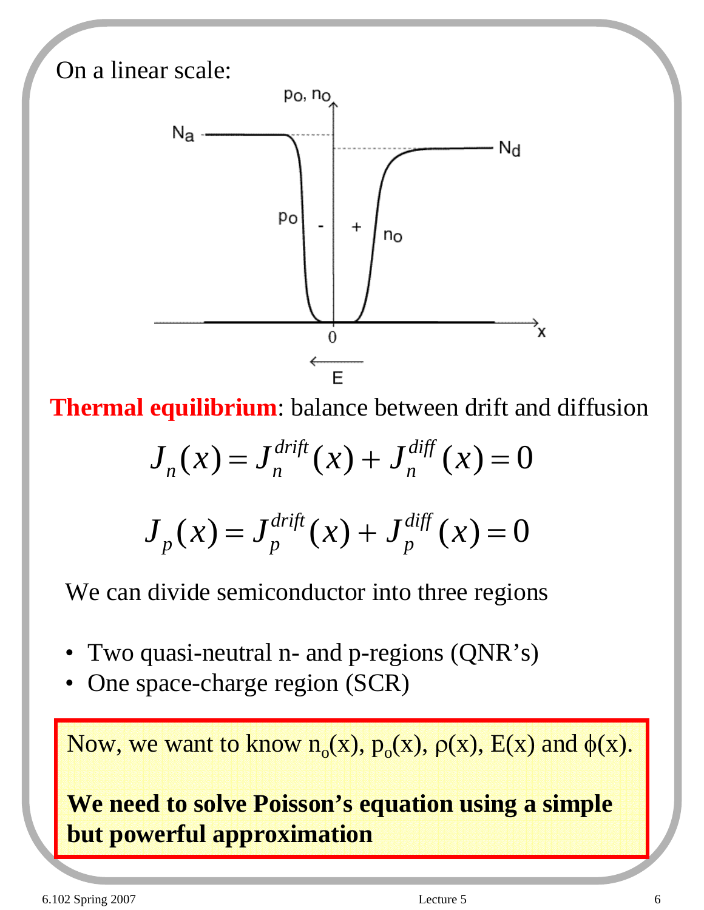On a linear scale:

**Thermal equilibrium**: balance between drift and diffusion

$$J_n(x) = J_n^{drift}(x) + J_n^{diff}(x) = 0$$

$$J_p(x) = J_p^{drift}(x) + J_p^{diff}(x) = 0$$

We can divide semiconductor into three regions

- Two quasi-neutral n- and p-regions (QNR's)
- One space-charge region (SCR)

Now, we want to know $n_o(x)$, $p_o(x)$, $\rho(x)$, $E(x)$ and $\phi(x)$.

**We need to solve Poisson's equation using a simple but powerful approximation**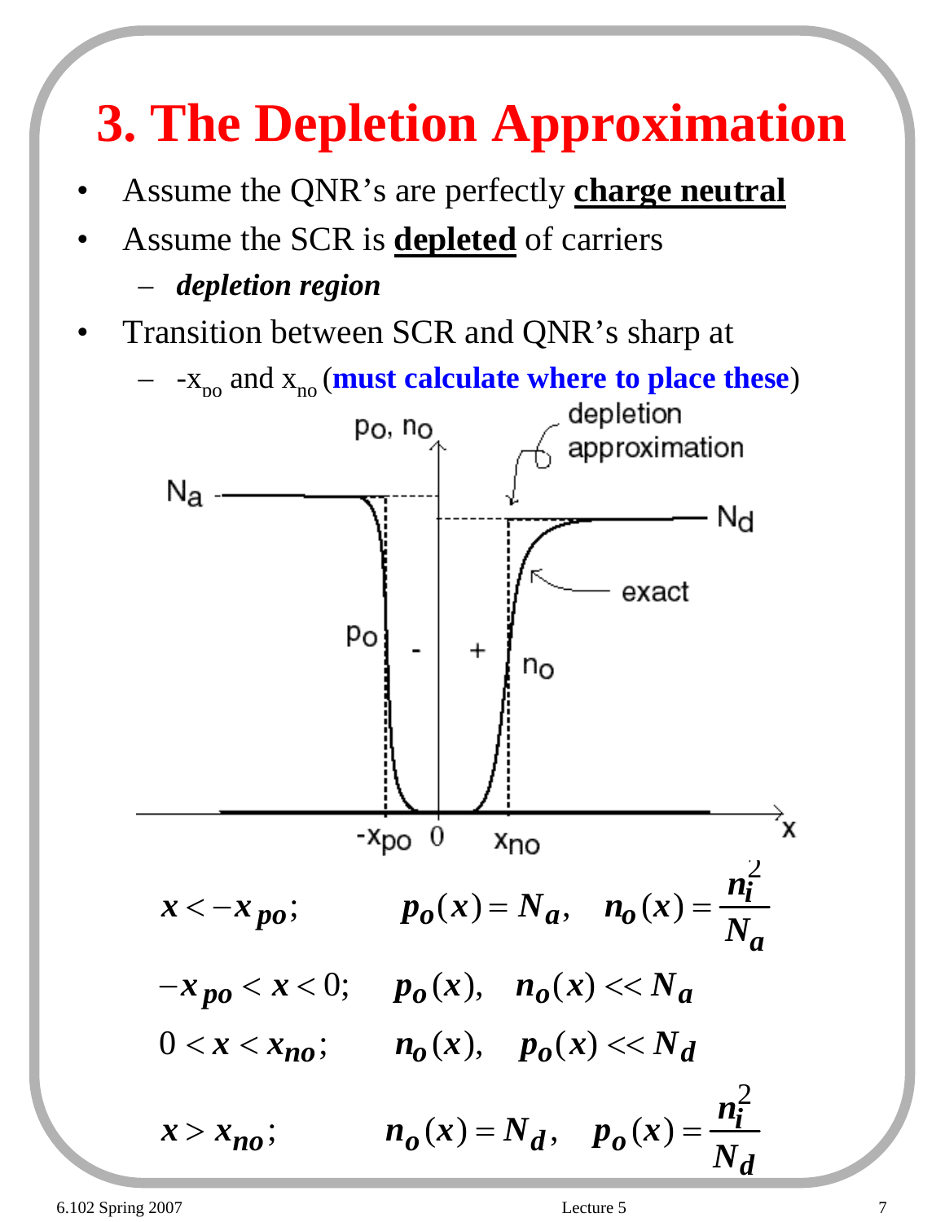# 3. The Depletion Approximation

- Assume the QNR's are perfectly **charge neutral**
- Assume the SCR is **depleted** of carriers
  - ***depletion region***
- Transition between SCR and QNR's sharp at
  - $-x_{po}$ and $x_{no}$ (**must calculate where to place these**)

$$x < -x_{po}; \qquad p_o(x) = N_a, \quad n_o(x) = \frac{n_i^2}{N_a}$$

$$-x_{po} < x < 0; \qquad p_o(x), \quad n_o(x) << N_a$$

$$0 < x < x_{no}; \qquad n_o(x), \quad p_o(x) << N_d$$

$$x > x_{no}; \qquad n_o(x) = N_d, \quad p_o(x) = \frac{n_i^2}{N_d}$$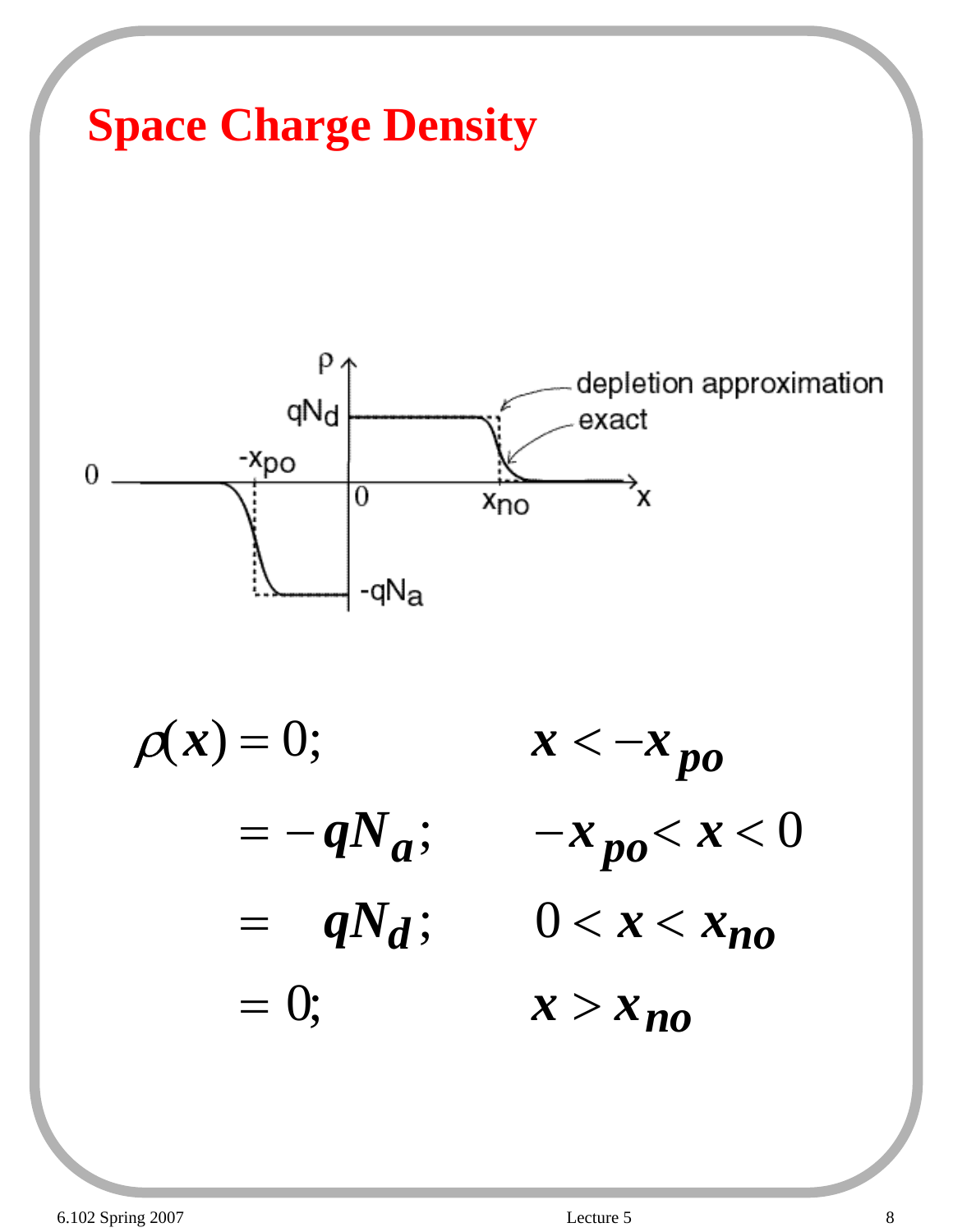# Space Charge Density

$$
\begin{aligned}
\rho(x) &= 0; & x &< -x_{po} \\
&= -qN_a; & -x_{po} &< x < 0 \\
&= \quad qN_d; & 0 &< x < x_{no} \\
&= 0; & x &> x_{no}
\end{aligned}
$$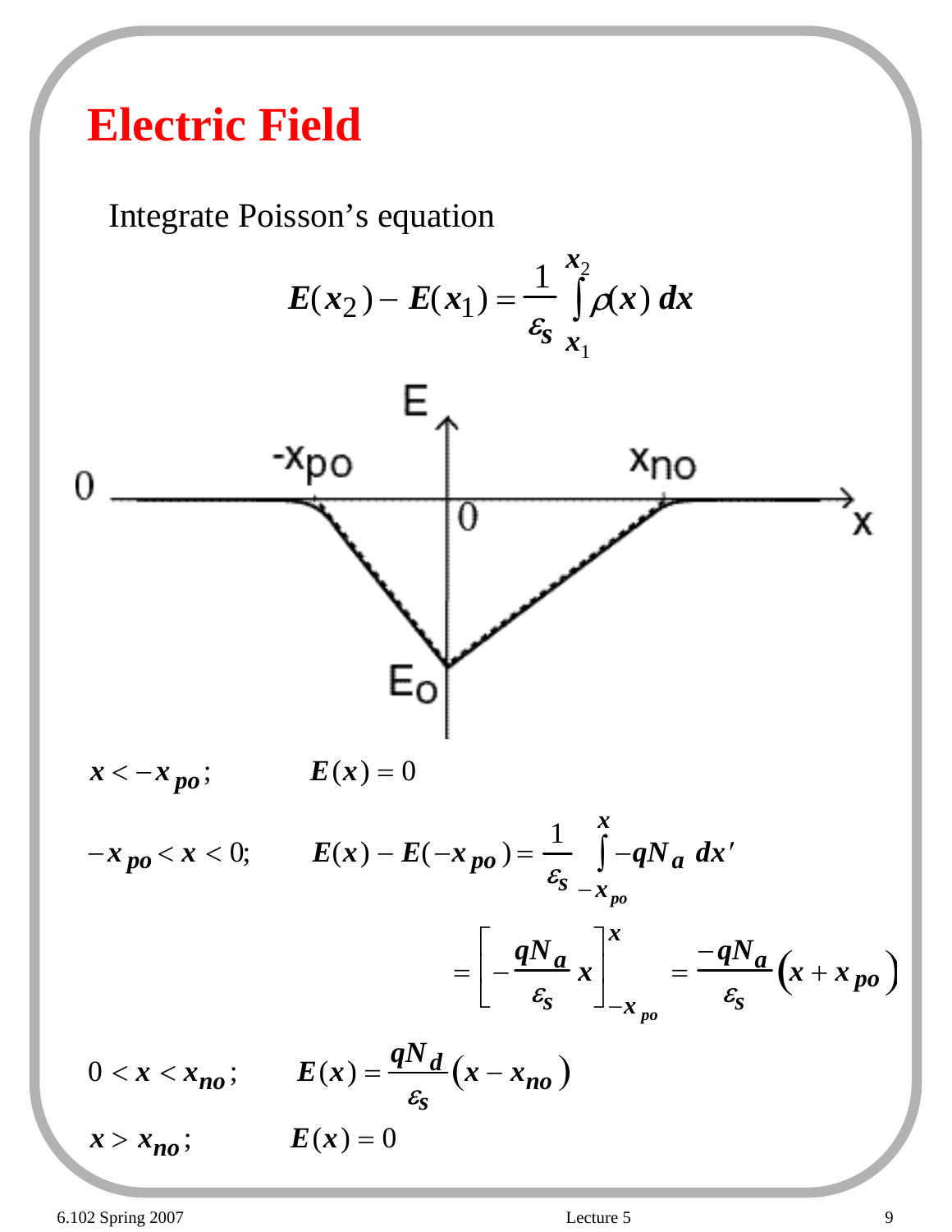# Electric Field

Integrate Poisson's equation

$$E(x_2) - E(x_1) = \frac{1}{\varepsilon_s} \int_{x_1}^{x_2} \rho(x)\, dx$$

$x < -x_{po}$; $\quad E(x) = 0$

$-x_{po} < x < 0$; $\quad E(x) - E(-x_{po}) = \frac{1}{\varepsilon_s} \int_{-x_{po}}^{x} -qN_a \, dx'$

$$= \left[ -\frac{qN_a}{\varepsilon_s} x \right]_{-x_{po}}^{x} = \frac{-qN_a}{\varepsilon_s} \left( x + x_{po} \right)$$

$0 < x < x_{no}$; $\quad E(x) = \frac{qN_d}{\varepsilon_s} \left( x - x_{no} \right)$

$x > x_{no}$; $\quad E(x) = 0$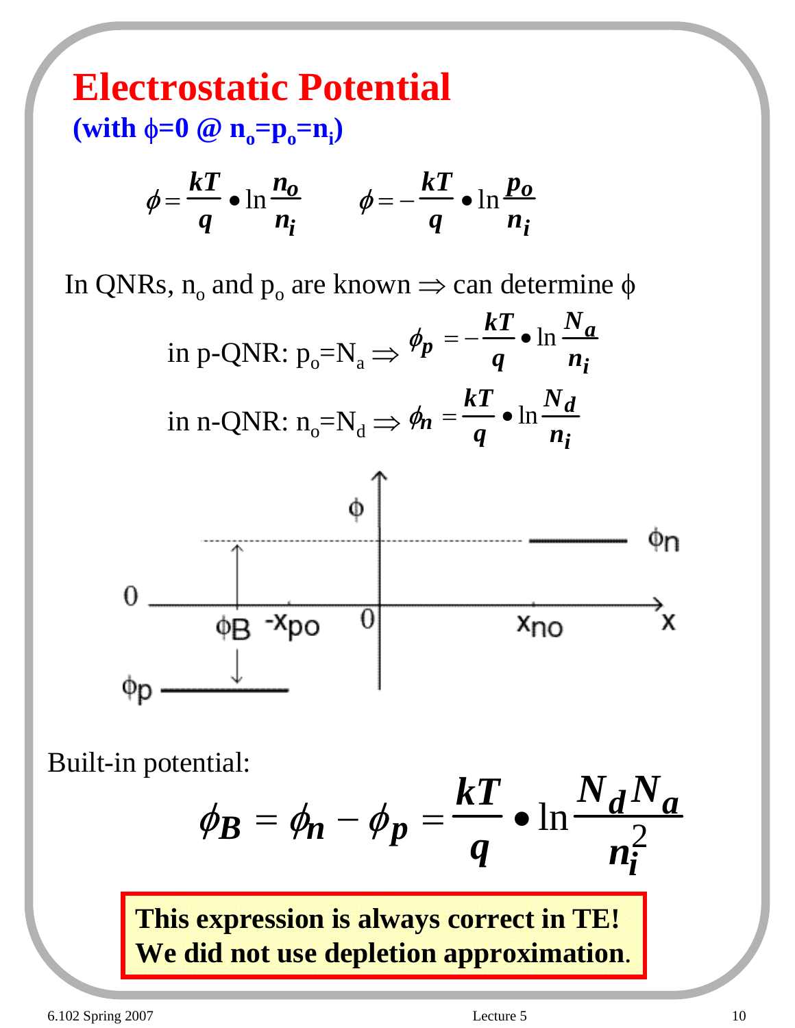# Electrostatic Potential

**(with $\phi=0$ @ $n_o=p_o=n_i$)**

$$\phi = \frac{kT}{q} \bullet \ln \frac{n_o}{n_i} \qquad \phi = -\frac{kT}{q} \bullet \ln \frac{p_o}{n_i}$$

In QNRs, $n_o$ and $p_o$ are known $\Rightarrow$ can determine $\phi$

in p-QNR: $p_o=N_a \Rightarrow \phi_p = -\frac{kT}{q} \bullet \ln \frac{N_a}{n_i}$

in n-QNR: $n_o=N_d \Rightarrow \phi_n = \frac{kT}{q} \bullet \ln \frac{N_d}{n_i}$

Built-in potential:

$$\phi_B = \phi_n - \phi_p = \frac{kT}{q} \bullet \ln \frac{N_d N_a}{n_i^2}$$

**This expression is always correct in TE!**
**We did not use depletion approximation.**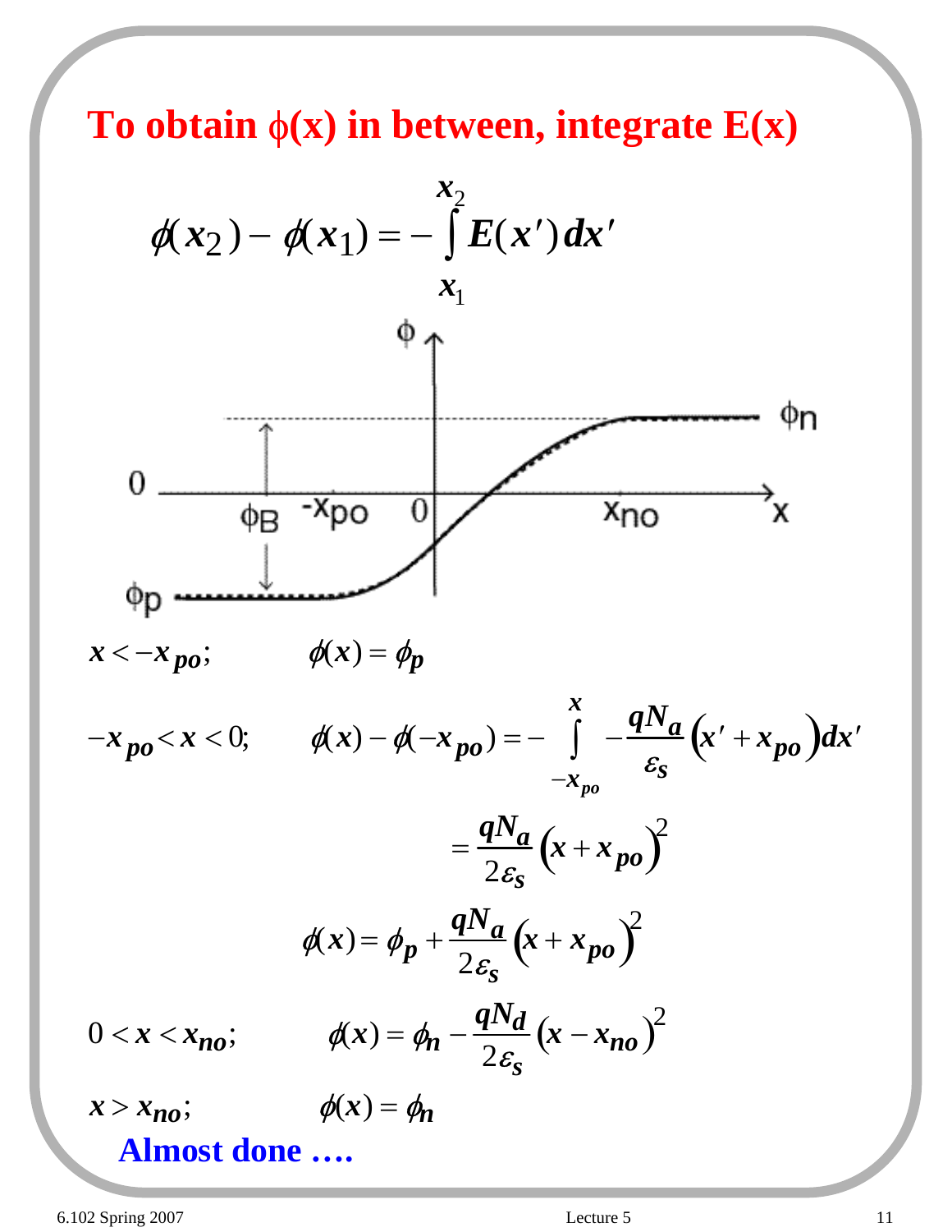# To obtain $\phi(x)$ in between, integrate E(x)

$$\phi(x_2) - \phi(x_1) = -\int_{x_1}^{x_2} E(x')\,dx'$$

$x < -x_{po}$; $\quad \phi(x) = \phi_p$

$-x_{po} < x < 0$; $\quad \phi(x) - \phi(-x_{po}) = -\int_{-x_{po}}^{x} -\frac{qN_a}{\varepsilon_s}\left(x' + x_{po}\right)dx'$

$$= \frac{qN_a}{2\varepsilon_s}\left(x + x_{po}\right)^2$$

$$\phi(x) = \phi_p + \frac{qN_a}{2\varepsilon_s}\left(x + x_{po}\right)^2$$

$0 < x < x_{no}$; $\quad \phi(x) = \phi_n - \frac{qN_d}{2\varepsilon_s}\left(x - x_{no}\right)^2$

$x > x_{no}$; $\quad \phi(x) = \phi_n$

**Almost done ….**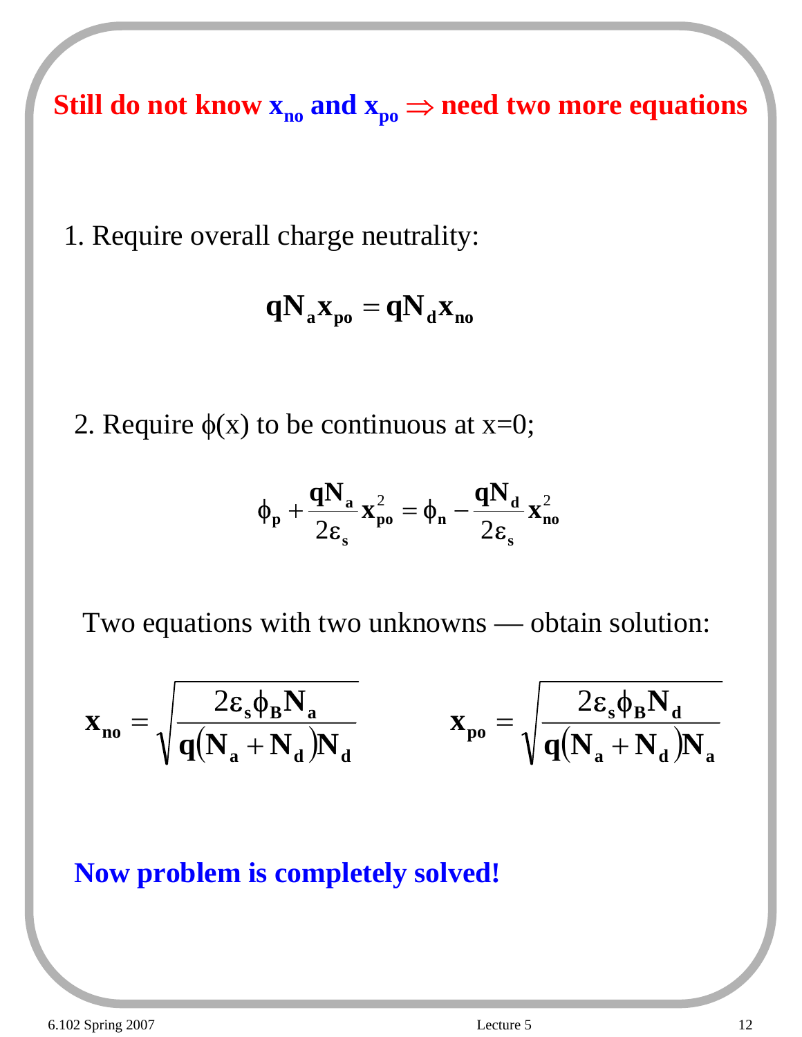**Still do not know $x_{no}$ and $x_{po}$ $\Rightarrow$ need two more equations**

1. Require overall charge neutrality:

$$qN_a x_{po} = qN_d x_{no}$$

2. Require $\phi(x)$ to be continuous at x=0;

$$\phi_p + \frac{qN_a}{2\varepsilon_s} x_{po}^2 = \phi_n - \frac{qN_d}{2\varepsilon_s} x_{no}^2$$

Two equations with two unknowns — obtain solution:

$$x_{no} = \sqrt{\frac{2\varepsilon_s \phi_B N_a}{q(N_a + N_d)N_d}} \qquad x_{po} = \sqrt{\frac{2\varepsilon_s \phi_B N_d}{q(N_a + N_d)N_a}}$$

**Now problem is completely solved!**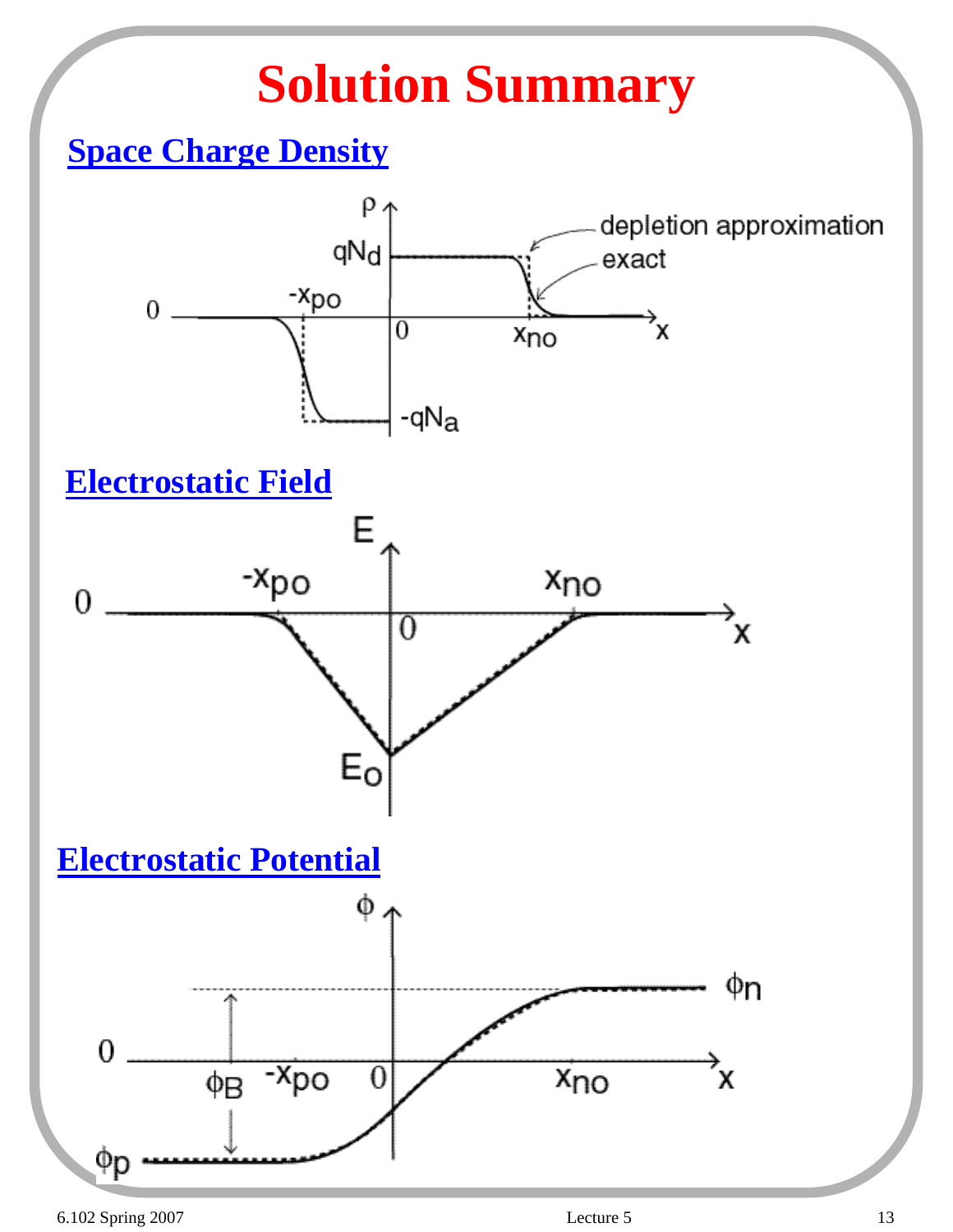# Solution Summary

## Space Charge Density

## Electrostatic Field

## Electrostatic Potential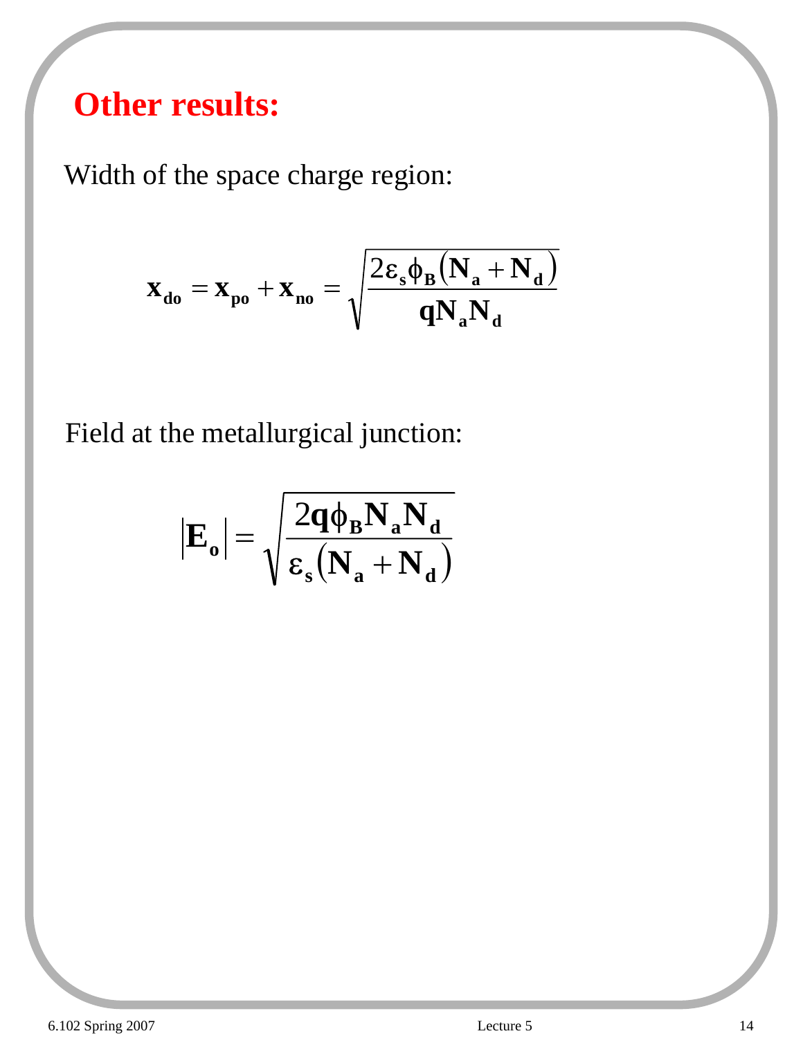# Other results:

Width of the space charge region:

$$\mathbf{x_{do}} = \mathbf{x_{po}} + \mathbf{x_{no}} = \sqrt{\frac{2\varepsilon_s \phi_B (\mathbf{N_a} + \mathbf{N_d})}{\mathbf{q} \mathbf{N_a} \mathbf{N_d}}}$$

Field at the metallurgical junction:

$$|\mathbf{E_o}| = \sqrt{\frac{2\mathbf{q}\phi_B \mathbf{N_a} \mathbf{N_d}}{\varepsilon_s (\mathbf{N_a} + \mathbf{N_d})}}$$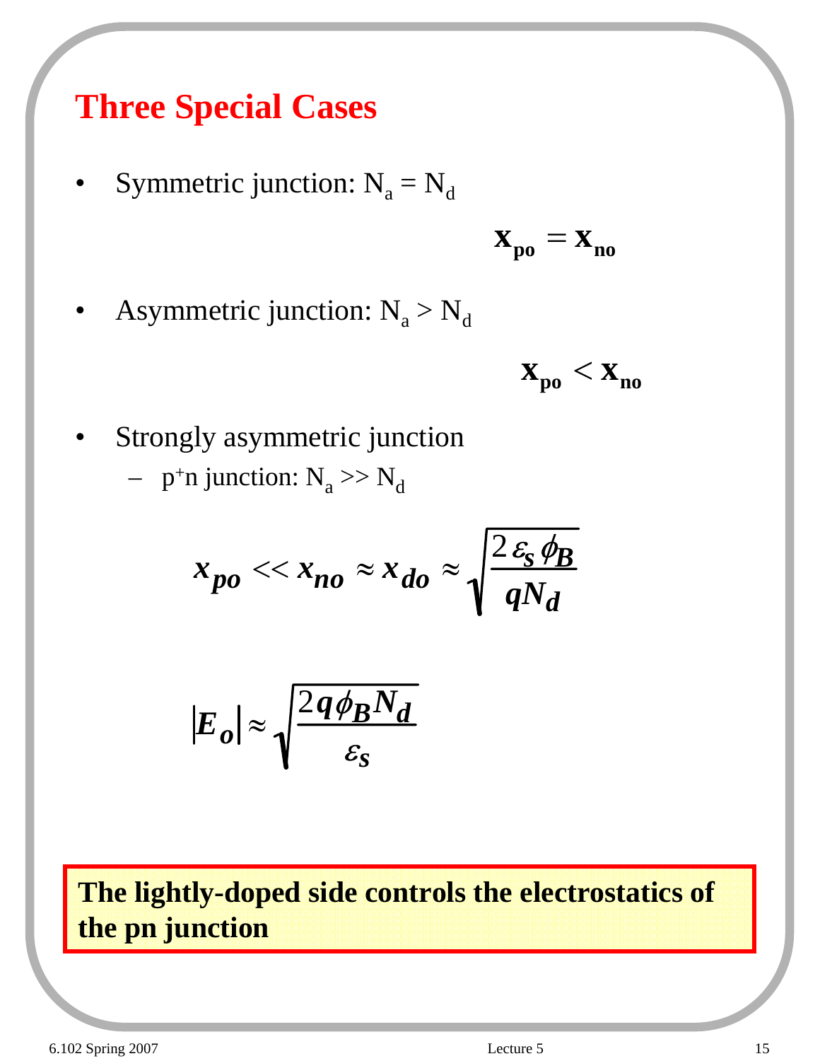# Three Special Cases

- Symmetric junction: $N_a = N_d$

$$\mathbf{x_{po} = x_{no}}$$

- Asymmetric junction: $N_a > N_d$

$$\mathbf{x_{po} < x_{no}}$$

- Strongly asymmetric junction
  - $p^+n$ junction: $N_a >> N_d$

$$x_{po} << x_{no} \approx x_{do} \approx \sqrt{\frac{2\varepsilon_s \phi_B}{qN_d}}$$

$$|E_o| \approx \sqrt{\frac{2q\phi_B N_d}{\varepsilon_s}}$$

**The lightly-doped side controls the electrostatics of the pn junction**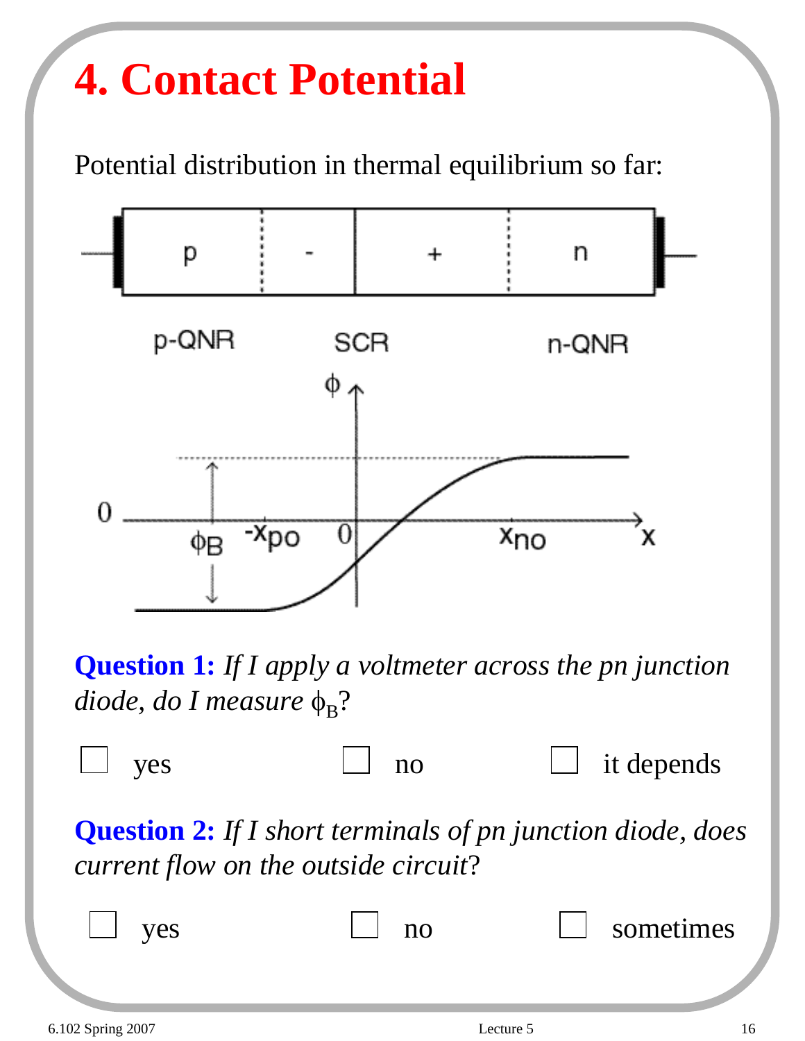# 4. Contact Potential

Potential distribution in thermal equilibrium so far:

**Question 1:** *If I apply a voltmeter across the pn junction diode, do I measure* $\phi_B$?

☐ yes ☐ no ☐ it depends

**Question 2:** *If I short terminals of pn junction diode, does current flow on the outside circuit*?

☐ yes ☐ no ☐ sometimes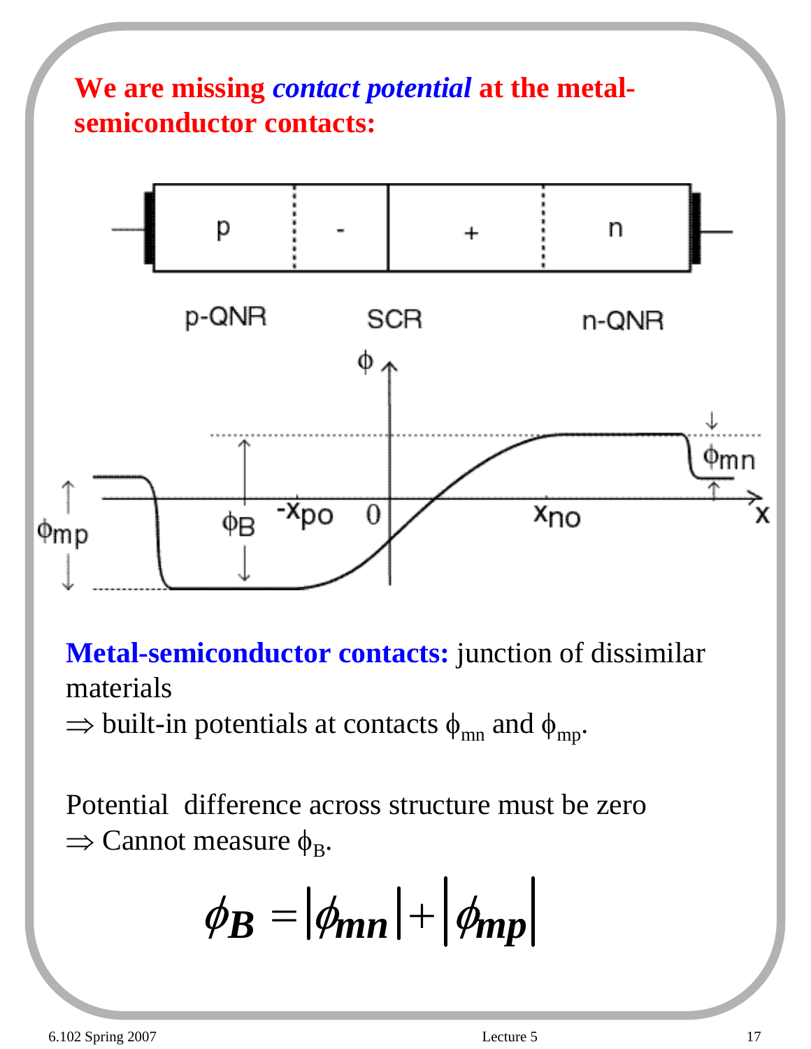# We are missing *contact potential* at the metal-semiconductor contacts:

**Metal-semiconductor contacts:** junction of dissimilar materials

$\Rightarrow$ built-in potentials at contacts $\phi_{mn}$ and $\phi_{mp}$.

Potential difference across structure must be zero

$\Rightarrow$ Cannot measure $\phi_B$.

$$\phi_B = |\phi_{mn}| + |\phi_{mp}|$$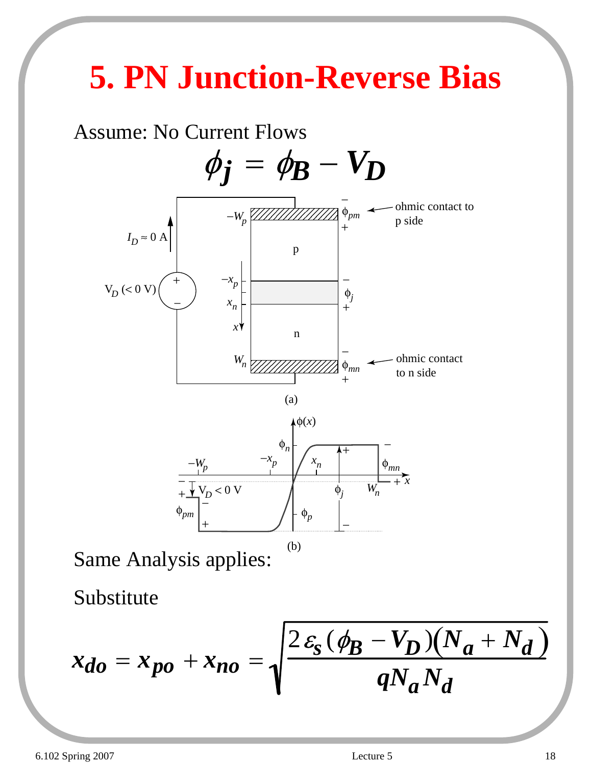# 5. PN Junction-Reverse Bias

Assume: No Current Flows

$$\phi_j = \phi_B - V_D$$

(a)

(b)

Same Analysis applies:

Substitute

$$x_{do} = x_{po} + x_{no} = \sqrt{\frac{2\varepsilon_s(\phi_B - V_D)(N_a + N_d)}{qN_aN_d}}$$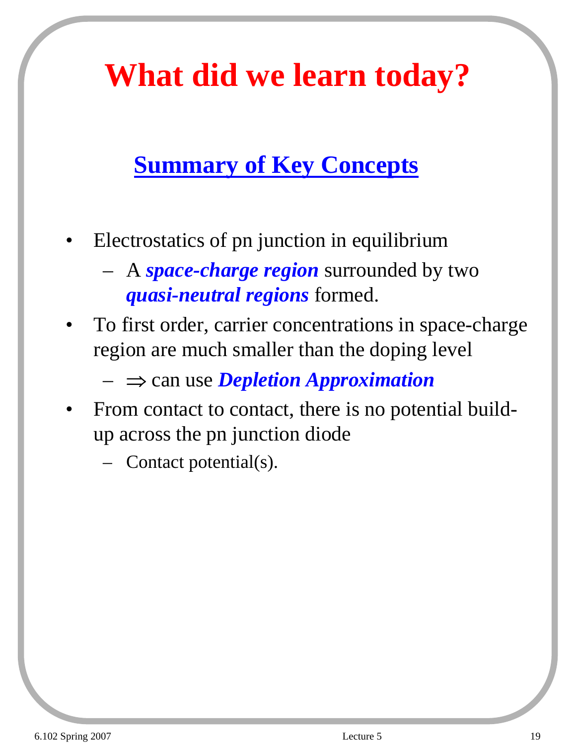# What did we learn today?

## Summary of Key Concepts

- Electrostatics of pn junction in equilibrium
  - A ***space-charge region*** surrounded by two ***quasi-neutral regions*** formed.
- To first order, carrier concentrations in space-charge region are much smaller than the doping level
  - $\Rightarrow$ can use ***Depletion Approximation***
- From contact to contact, there is no potential build-up across the pn junction diode
  - Contact potential(s).